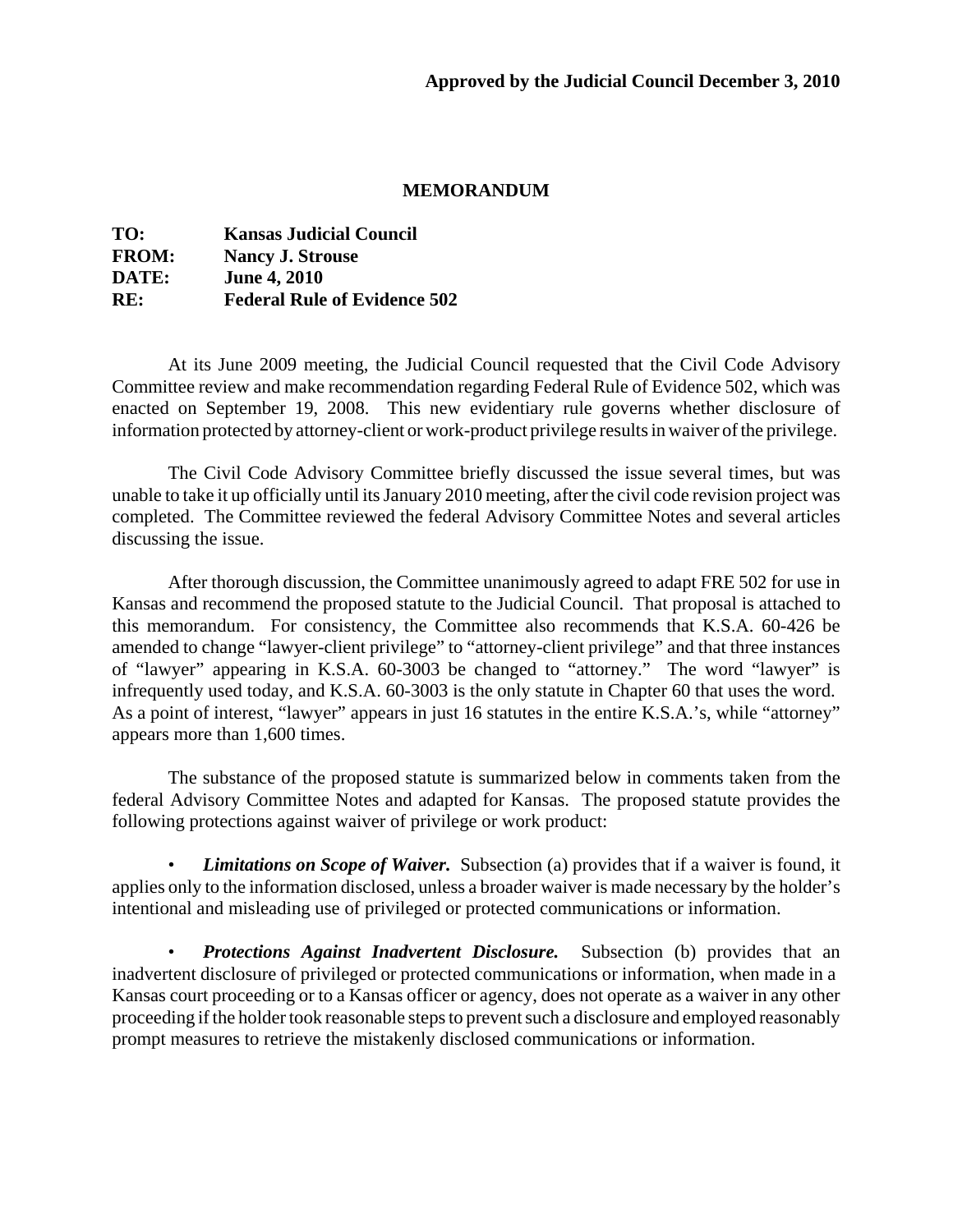**Approved by the Judicial Council December 3, 2010**

# MEMORANDUM

**TO:** **Kansas Judicial Council**
**FROM:** **Nancy J. Strouse**
**DATE:** **June 4, 2010**
**RE:** **Federal Rule of Evidence 502**

At its June 2009 meeting, the Judicial Council requested that the Civil Code Advisory Committee review and make recommendation regarding Federal Rule of Evidence 502, which was enacted on September 19, 2008. This new evidentiary rule governs whether disclosure of information protected by attorney-client or work-product privilege results in waiver of the privilege.

The Civil Code Advisory Committee briefly discussed the issue several times, but was unable to take it up officially until its January 2010 meeting, after the civil code revision project was completed. The Committee reviewed the federal Advisory Committee Notes and several articles discussing the issue.

After thorough discussion, the Committee unanimously agreed to adapt FRE 502 for use in Kansas and recommend the proposed statute to the Judicial Council. That proposal is attached to this memorandum. For consistency, the Committee also recommends that K.S.A. 60-426 be amended to change "lawyer-client privilege" to "attorney-client privilege" and that three instances of "lawyer" appearing in K.S.A. 60-3003 be changed to "attorney." The word "lawyer" is infrequently used today, and K.S.A. 60-3003 is the only statute in Chapter 60 that uses the word. As a point of interest, "lawyer" appears in just 16 statutes in the entire K.S.A.'s, while "attorney" appears more than 1,600 times.

The substance of the proposed statute is summarized below in comments taken from the federal Advisory Committee Notes and adapted for Kansas. The proposed statute provides the following protections against waiver of privilege or work product:

- ***Limitations on Scope of Waiver.*** Subsection (a) provides that if a waiver is found, it applies only to the information disclosed, unless a broader waiver is made necessary by the holder's intentional and misleading use of privileged or protected communications or information.

- ***Protections Against Inadvertent Disclosure.*** Subsection (b) provides that an inadvertent disclosure of privileged or protected communications or information, when made in a Kansas court proceeding or to a Kansas officer or agency, does not operate as a waiver in any other proceeding if the holder took reasonable steps to prevent such a disclosure and employed reasonably prompt measures to retrieve the mistakenly disclosed communications or information.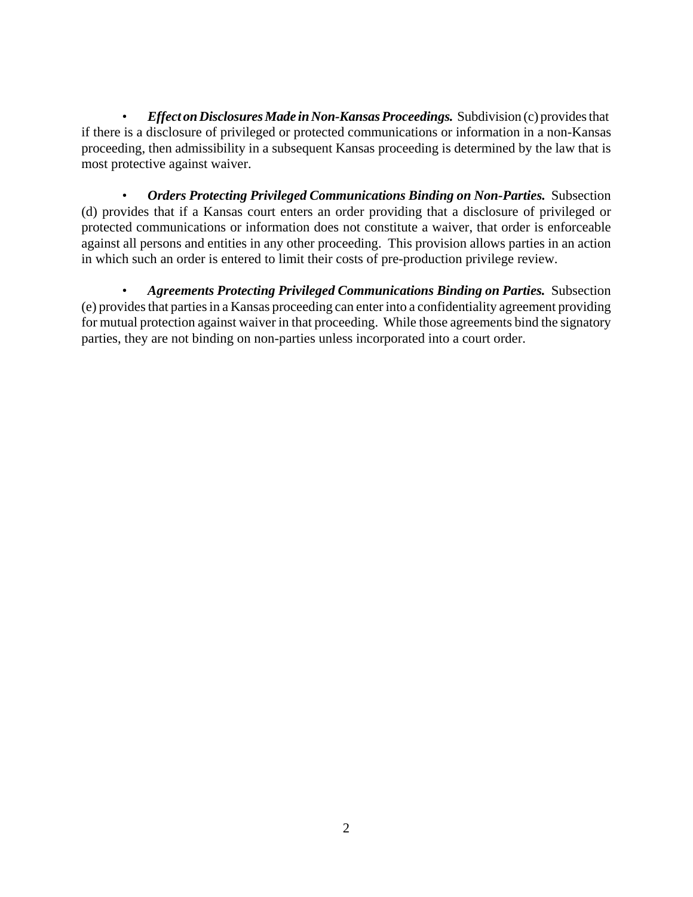- ***Effect on Disclosures Made in Non-Kansas Proceedings.*** Subdivision (c) provides that if there is a disclosure of privileged or protected communications or information in a non-Kansas proceeding, then admissibility in a subsequent Kansas proceeding is determined by the law that is most protective against waiver.

- ***Orders Protecting Privileged Communications Binding on Non-Parties.*** Subsection (d) provides that if a Kansas court enters an order providing that a disclosure of privileged or protected communications or information does not constitute a waiver, that order is enforceable against all persons and entities in any other proceeding. This provision allows parties in an action in which such an order is entered to limit their costs of pre-production privilege review.

- ***Agreements Protecting Privileged Communications Binding on Parties.*** Subsection (e) provides that parties in a Kansas proceeding can enter into a confidentiality agreement providing for mutual protection against waiver in that proceeding. While those agreements bind the signatory parties, they are not binding on non-parties unless incorporated into a court order.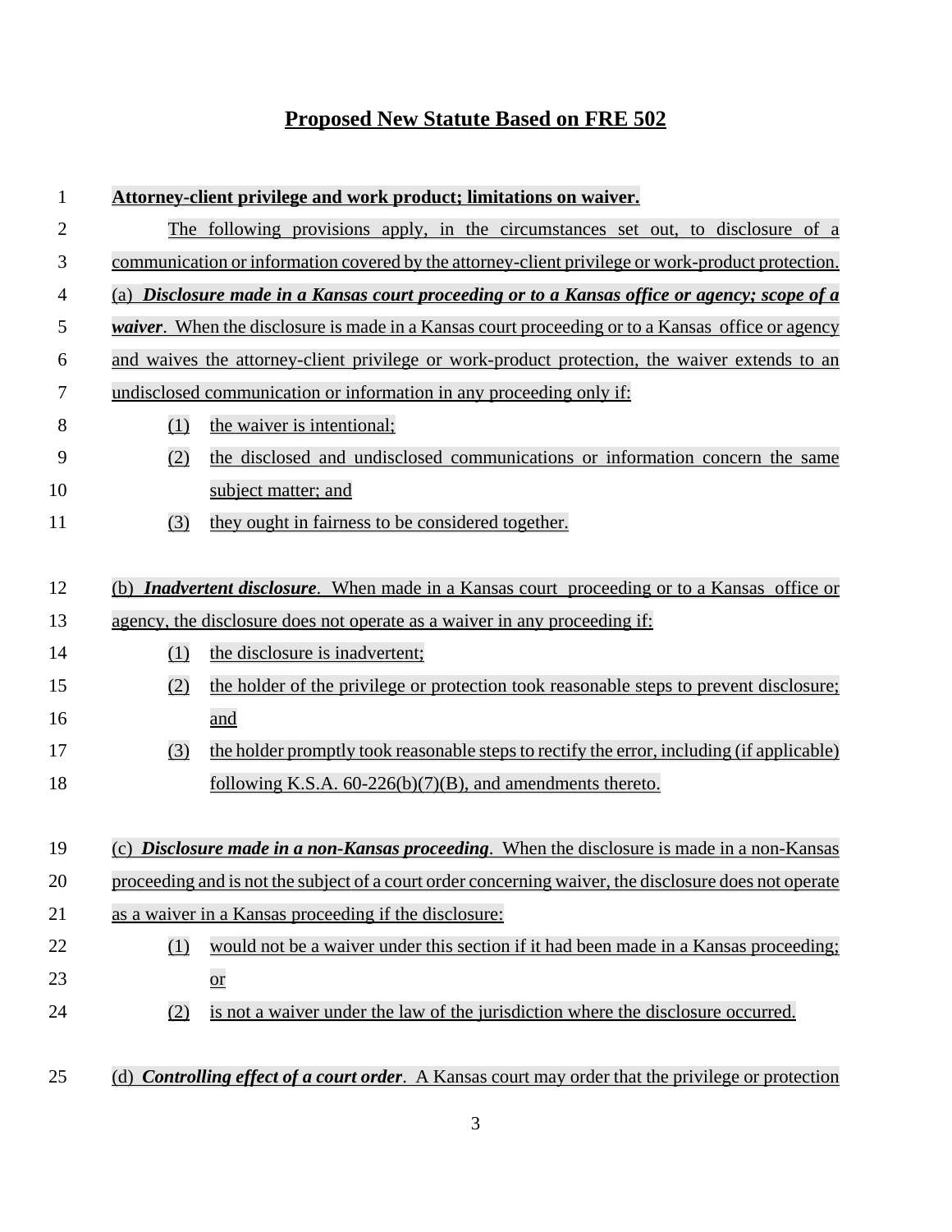# Proposed New Statute Based on FRE 502

**Attorney-client privilege and work product; limitations on waiver.**

The following provisions apply, in the circumstances set out, to disclosure of a communication or information covered by the attorney-client privilege or work-product protection.

(a) ***Disclosure made in a Kansas court proceeding or to a Kansas office or agency; scope of a waiver***. When the disclosure is made in a Kansas court proceeding or to a Kansas office or agency and waives the attorney-client privilege or work-product protection, the waiver extends to an undisclosed communication or information in any proceeding only if:

(1) the waiver is intentional;

(2) the disclosed and undisclosed communications or information concern the same subject matter; and

(3) they ought in fairness to be considered together.

(b) ***Inadvertent disclosure***. When made in a Kansas court proceeding or to a Kansas office or agency, the disclosure does not operate as a waiver in any proceeding if:

(1) the disclosure is inadvertent;

(2) the holder of the privilege or protection took reasonable steps to prevent disclosure; and

(3) the holder promptly took reasonable steps to rectify the error, including (if applicable) following K.S.A. 60-226(b)(7)(B), and amendments thereto.

(c) ***Disclosure made in a non-Kansas proceeding***. When the disclosure is made in a non-Kansas proceeding and is not the subject of a court order concerning waiver, the disclosure does not operate as a waiver in a Kansas proceeding if the disclosure:

(1) would not be a waiver under this section if it had been made in a Kansas proceeding; or

(2) is not a waiver under the law of the jurisdiction where the disclosure occurred.

(d) ***Controlling effect of a court order***. A Kansas court may order that the privilege or protection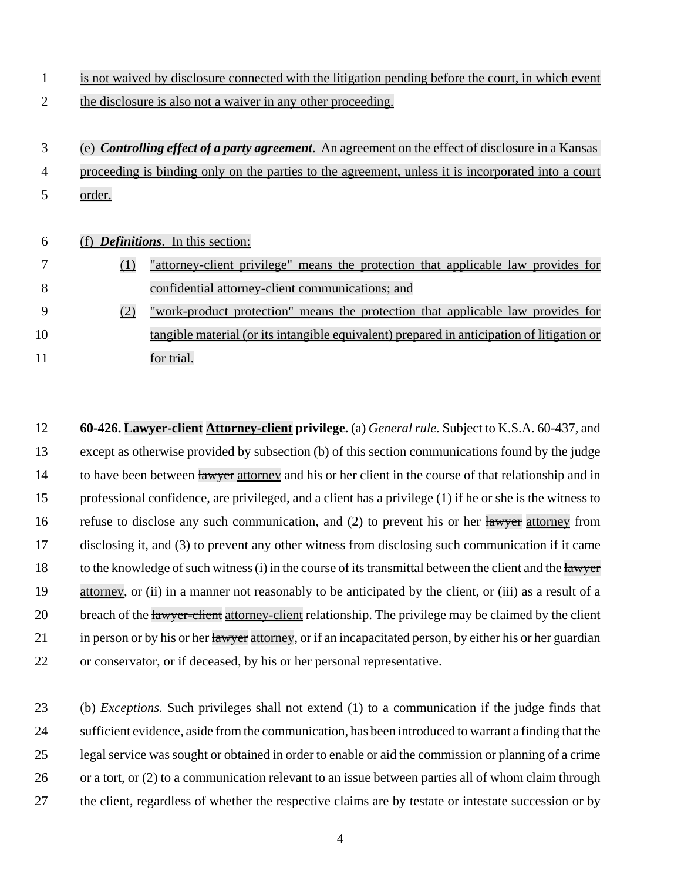is not waived by disclosure connected with the litigation pending before the court, in which event the disclosure is also not a waiver in any other proceeding.

(e) ***Controlling effect of a party agreement***. An agreement on the effect of disclosure in a Kansas proceeding is binding only on the parties to the agreement, unless it is incorporated into a court order.

(f) ***Definitions***. In this section:

(1) "attorney-client privilege" means the protection that applicable law provides for confidential attorney-client communications; and

(2) "work-product protection" means the protection that applicable law provides for tangible material (or its intangible equivalent) prepared in anticipation of litigation or for trial.

**60-426. ~~Lawyer-client~~ Attorney-client privilege.** (a) *General rule.* Subject to K.S.A. 60-437, and except as otherwise provided by subsection (b) of this section communications found by the judge to have been between ~~lawyer~~ attorney and his or her client in the course of that relationship and in professional confidence, are privileged, and a client has a privilege (1) if he or she is the witness to refuse to disclose any such communication, and (2) to prevent his or her ~~lawyer~~ attorney from disclosing it, and (3) to prevent any other witness from disclosing such communication if it came to the knowledge of such witness (i) in the course of its transmittal between the client and the ~~lawyer~~ attorney, or (ii) in a manner not reasonably to be anticipated by the client, or (iii) as a result of a breach of the ~~lawyer-client~~ attorney-client relationship. The privilege may be claimed by the client in person or by his or her ~~lawyer~~ attorney, or if an incapacitated person, by either his or her guardian or conservator, or if deceased, by his or her personal representative.

(b) *Exceptions.* Such privileges shall not extend (1) to a communication if the judge finds that sufficient evidence, aside from the communication, has been introduced to warrant a finding that the legal service was sought or obtained in order to enable or aid the commission or planning of a crime or a tort, or (2) to a communication relevant to an issue between parties all of whom claim through the client, regardless of whether the respective claims are by testate or intestate succession or by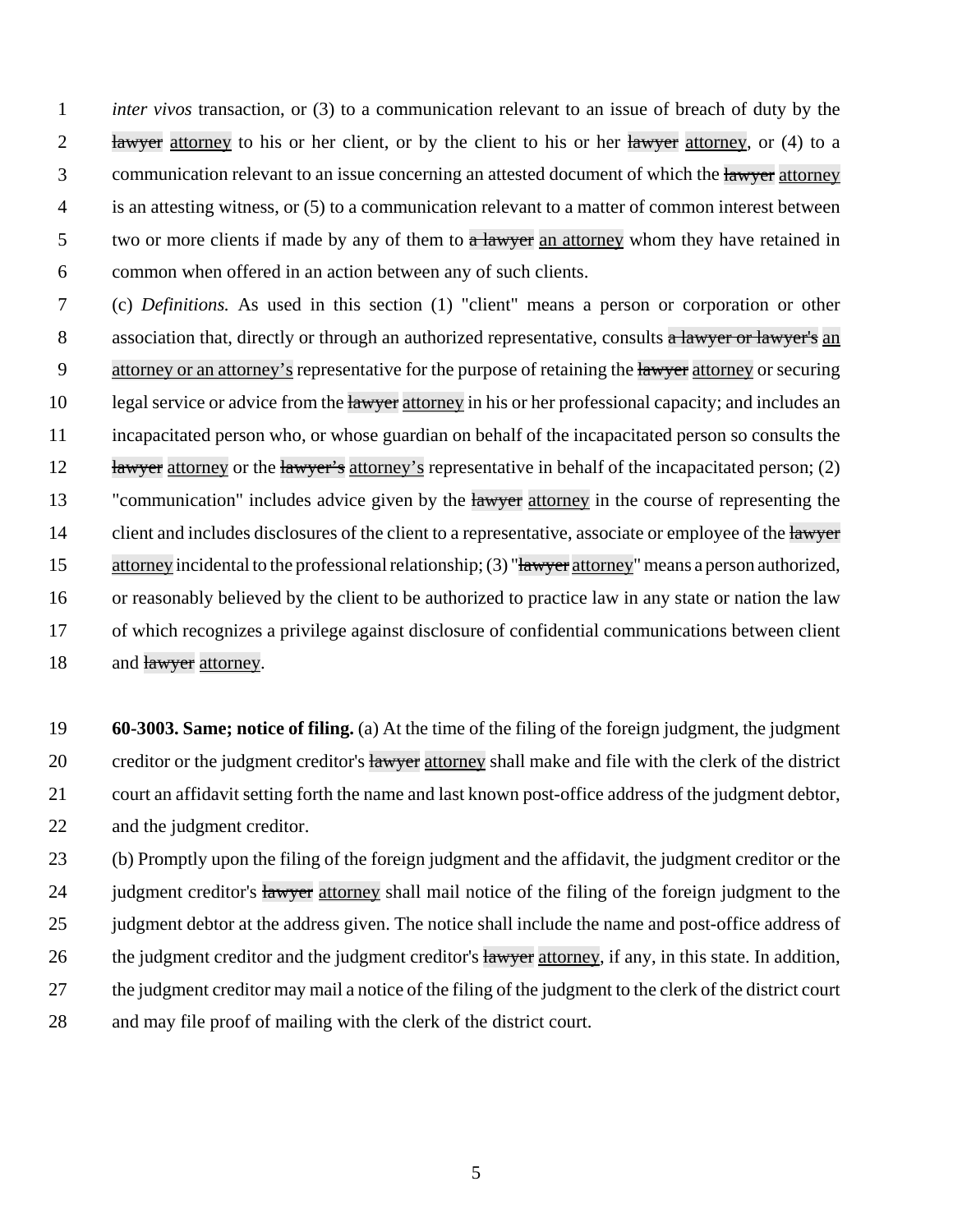*inter vivos* transaction, or (3) to a communication relevant to an issue of breach of duty by the ~~lawyer~~ attorney to his or her client, or by the client to his or her ~~lawyer~~ attorney, or (4) to a communication relevant to an issue concerning an attested document of which the ~~lawyer~~ attorney is an attesting witness, or (5) to a communication relevant to a matter of common interest between two or more clients if made by any of them to ~~a lawyer~~ an attorney whom they have retained in common when offered in an action between any of such clients.

(c) *Definitions.* As used in this section (1) "client" means a person or corporation or other association that, directly or through an authorized representative, consults ~~a lawyer or lawyer's~~ an attorney or an attorney's representative for the purpose of retaining the ~~lawyer~~ attorney or securing legal service or advice from the ~~lawyer~~ attorney in his or her professional capacity; and includes an incapacitated person who, or whose guardian on behalf of the incapacitated person so consults the ~~lawyer~~ attorney or the ~~lawyer's~~ attorney's representative in behalf of the incapacitated person; (2) "communication" includes advice given by the ~~lawyer~~ attorney in the course of representing the client and includes disclosures of the client to a representative, associate or employee of the ~~lawyer~~ attorney incidental to the professional relationship; (3) "~~lawyer~~ attorney" means a person authorized, or reasonably believed by the client to be authorized to practice law in any state or nation the law of which recognizes a privilege against disclosure of confidential communications between client and ~~lawyer~~ attorney.

**60-3003. Same; notice of filing.** (a) At the time of the filing of the foreign judgment, the judgment creditor or the judgment creditor's ~~lawyer~~ attorney shall make and file with the clerk of the district court an affidavit setting forth the name and last known post-office address of the judgment debtor, and the judgment creditor.

(b) Promptly upon the filing of the foreign judgment and the affidavit, the judgment creditor or the judgment creditor's ~~lawyer~~ attorney shall mail notice of the filing of the foreign judgment to the judgment debtor at the address given. The notice shall include the name and post-office address of the judgment creditor and the judgment creditor's ~~lawyer~~ attorney, if any, in this state. In addition, the judgment creditor may mail a notice of the filing of the judgment to the clerk of the district court and may file proof of mailing with the clerk of the district court.